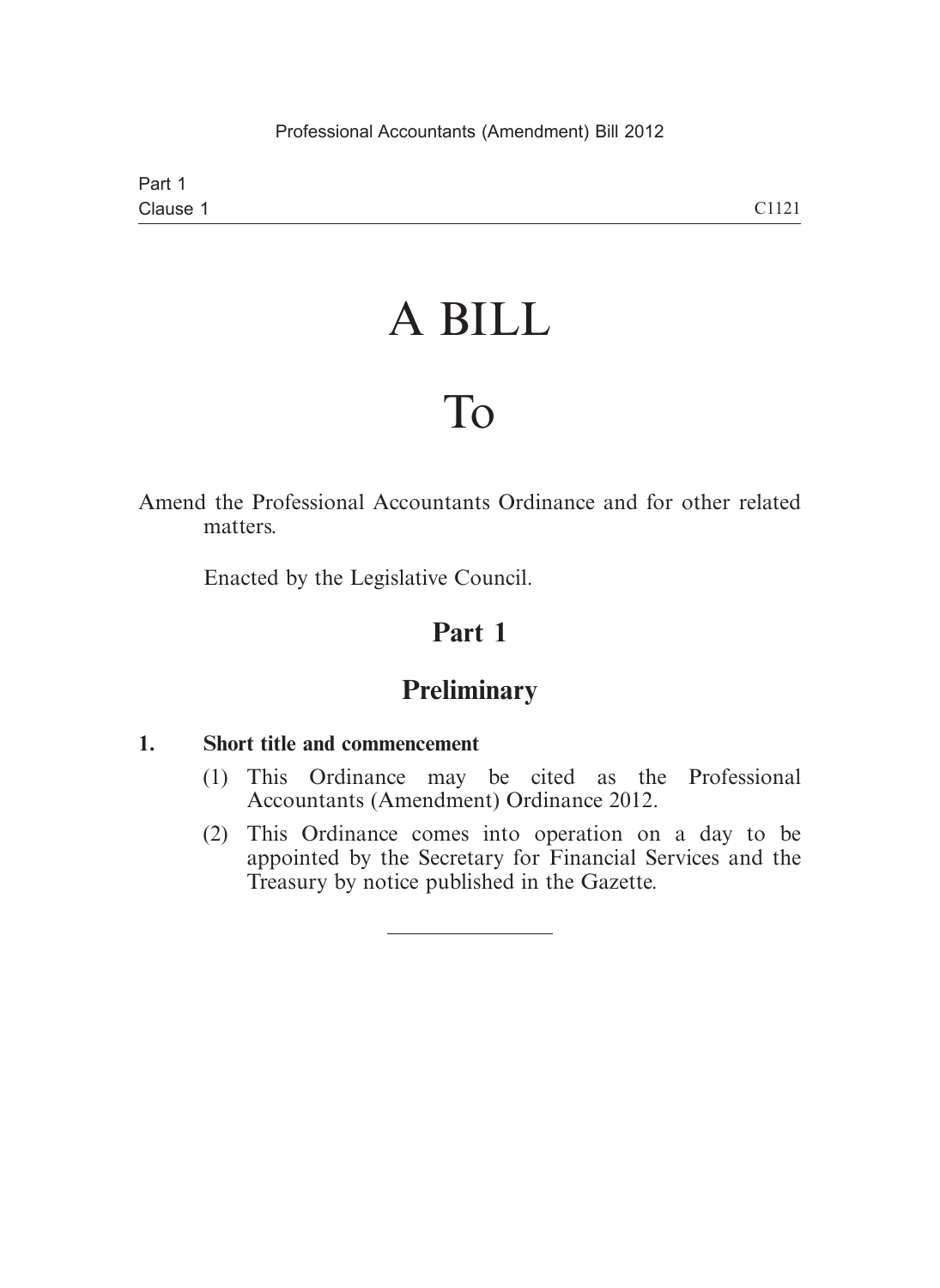# A BILL

# To

Amend the Professional Accountants Ordinance and for other related matters.

Enacted by the Legislative Council.

## Part 1

## Preliminary

**1. Short title and commencement**

(1) This Ordinance may be cited as the Professional Accountants (Amendment) Ordinance 2012.

(2) This Ordinance comes into operation on a day to be appointed by the Secretary for Financial Services and the Treasury by notice published in the Gazette.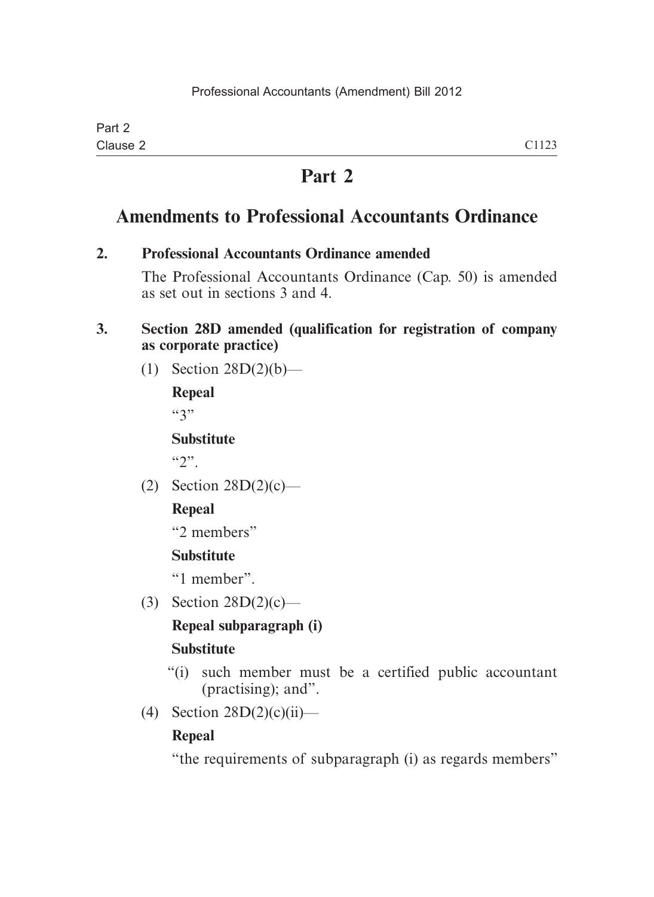# Part 2

## Amendments to Professional Accountants Ordinance

**2. Professional Accountants Ordinance amended**

The Professional Accountants Ordinance (Cap. 50) is amended as set out in sections 3 and 4.

**3. Section 28D amended (qualification for registration of company as corporate practice)**

(1) Section 28D(2)(b)—

**Repeal**

"3"

**Substitute**

"2".

(2) Section 28D(2)(c)—

**Repeal**

"2 members"

**Substitute**

"1 member".

(3) Section 28D(2)(c)—

**Repeal subparagraph (i)**

**Substitute**

"(i) such member must be a certified public accountant (practising); and".

(4) Section 28D(2)(c)(ii)—

**Repeal**

"the requirements of subparagraph (i) as regards members"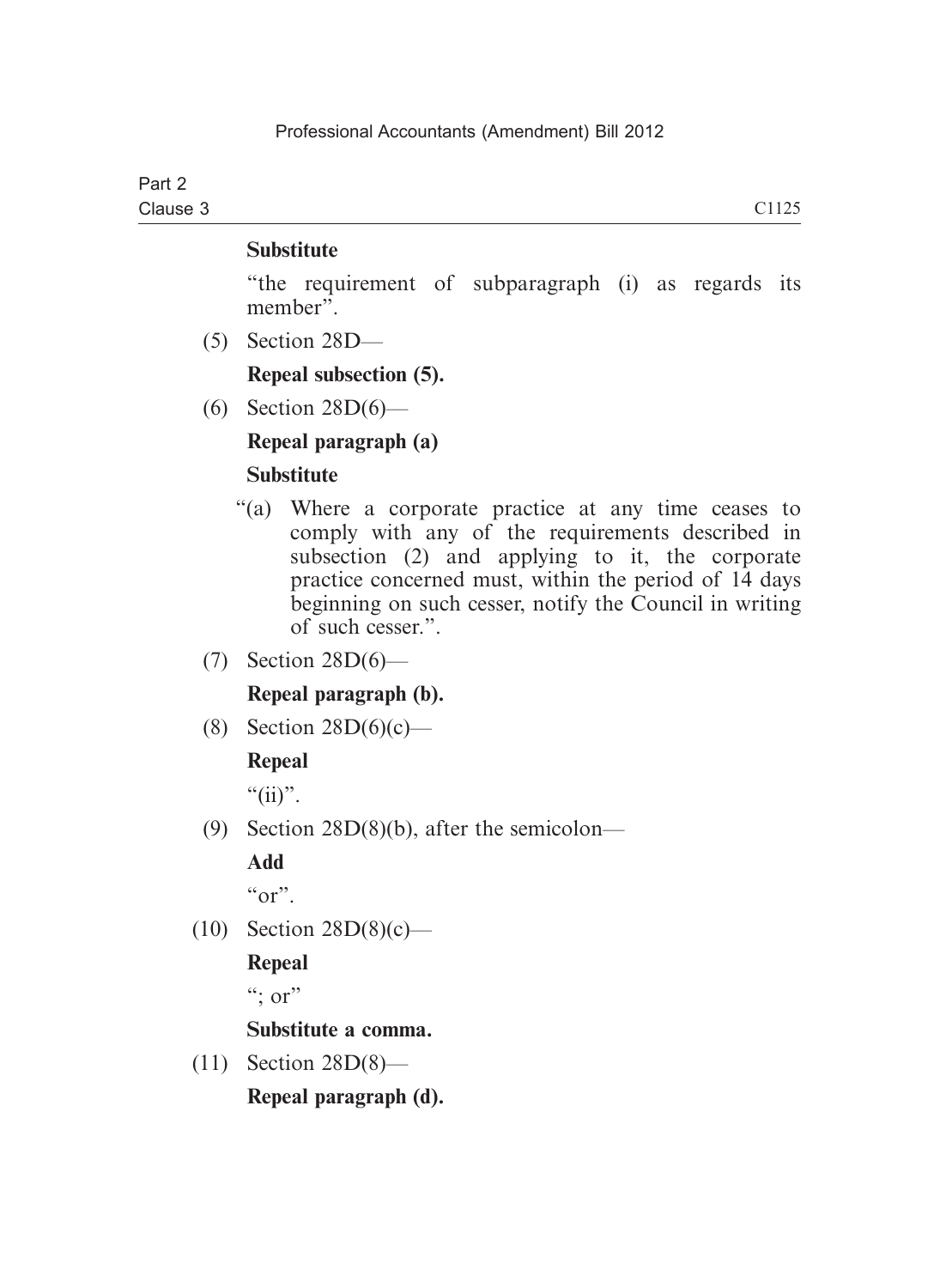**Substitute**

"the requirement of subparagraph (i) as regards its member".

(5) Section 28D—

**Repeal subsection (5).**

(6) Section 28D(6)—

**Repeal paragraph (a)**

**Substitute**

"(a) Where a corporate practice at any time ceases to comply with any of the requirements described in subsection (2) and applying to it, the corporate practice concerned must, within the period of 14 days beginning on such cesser, notify the Council in writing of such cesser.".

(7) Section 28D(6)—

**Repeal paragraph (b).**

(8) Section 28D(6)(c)—

**Repeal**

"(ii)".

(9) Section 28D(8)(b), after the semicolon—

**Add**

"or".

(10) Section 28D(8)(c)—

**Repeal**

"; or"

**Substitute a comma.**

(11) Section 28D(8)—

**Repeal paragraph (d).**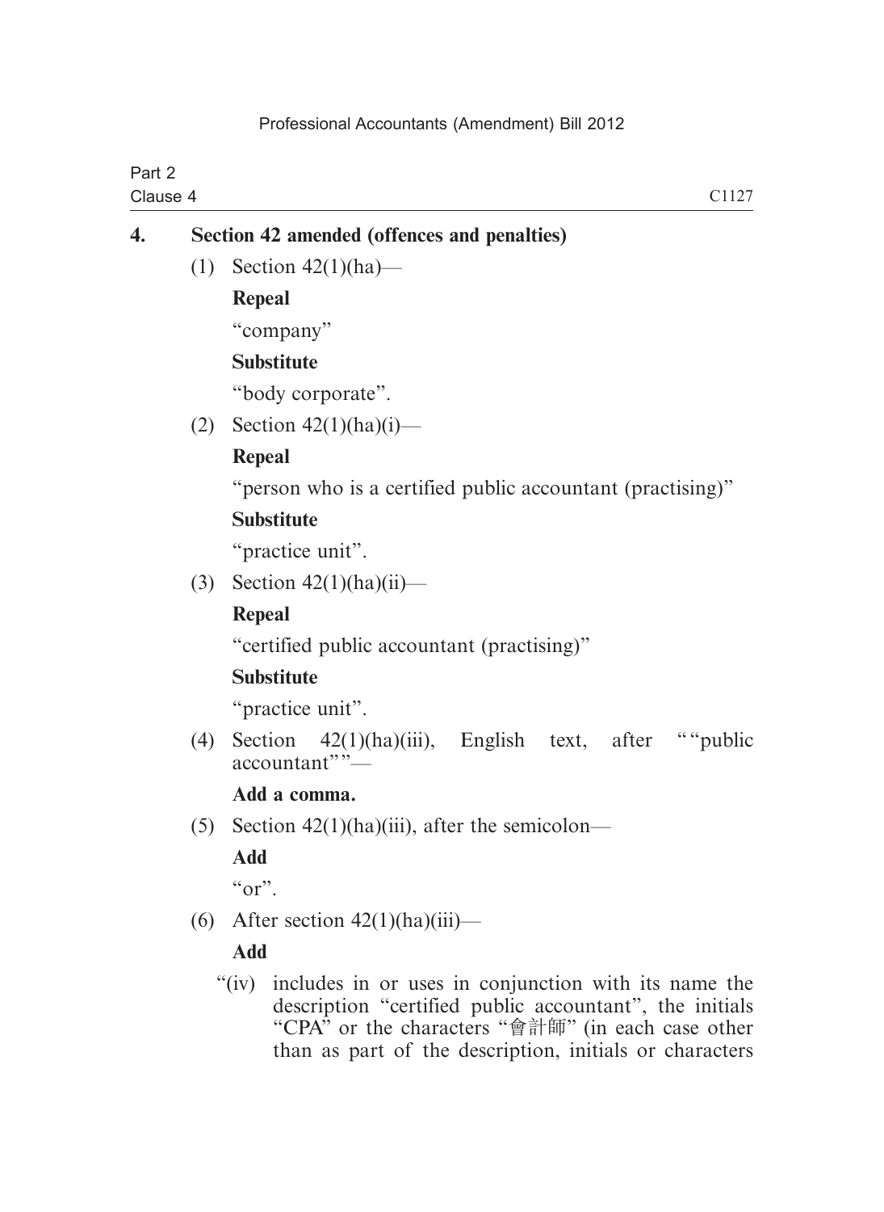**4. Section 42 amended (offences and penalties)**

(1) Section 42(1)(ha)—

**Repeal**

"company"

**Substitute**

"body corporate".

(2) Section 42(1)(ha)(i)—

**Repeal**

"person who is a certified public accountant (practising)"

**Substitute**

"practice unit".

(3) Section 42(1)(ha)(ii)—

**Repeal**

"certified public accountant (practising)"

**Substitute**

"practice unit".

(4) Section 42(1)(ha)(iii), English text, after ""public accountant""—

**Add a comma.**

(5) Section 42(1)(ha)(iii), after the semicolon—

**Add**

"or".

(6) After section 42(1)(ha)(iii)—

**Add**

"(iv) includes in or uses in conjunction with its name the description "certified public accountant", the initials "CPA" or the characters "會計師" (in each case other than as part of the description, initials or characters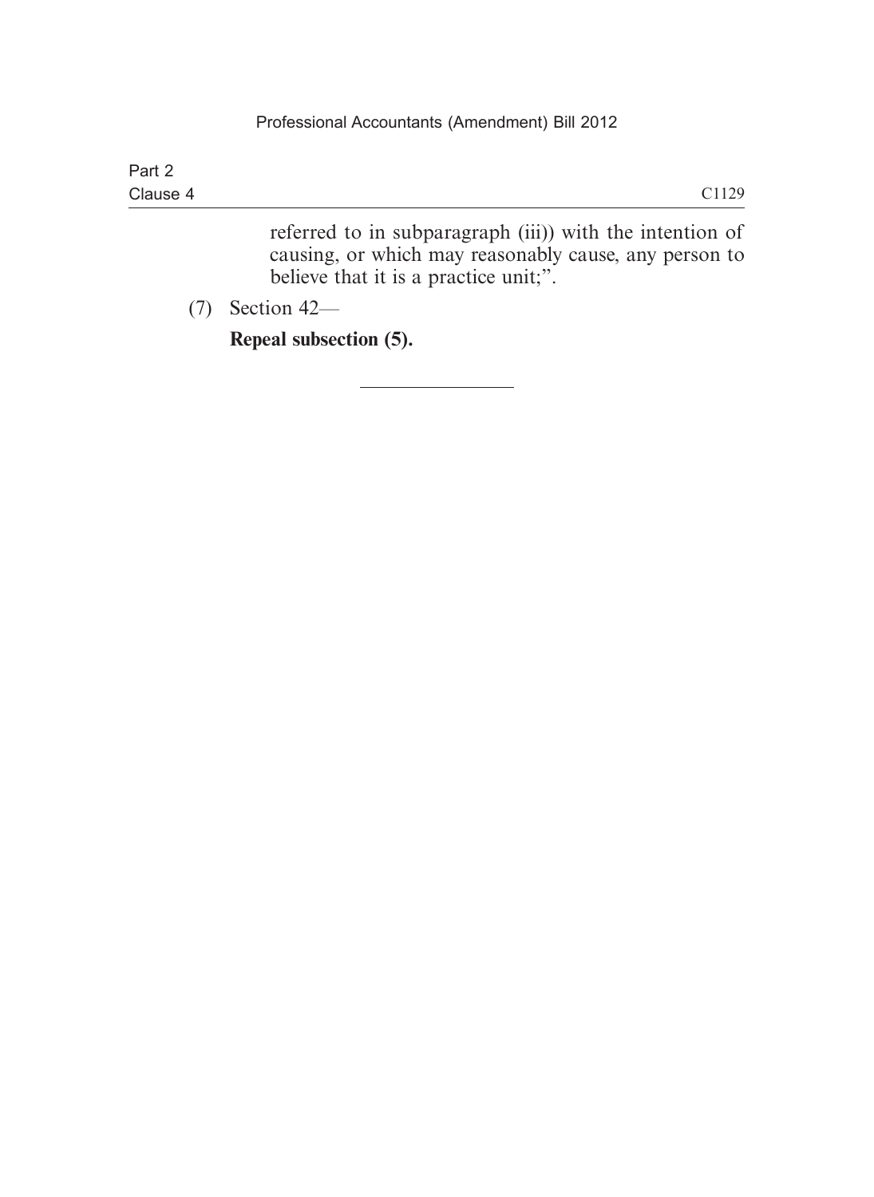referred to in subparagraph (iii)) with the intention of causing, or which may reasonably cause, any person to believe that it is a practice unit;".

(7) Section 42—

**Repeal subsection (5).**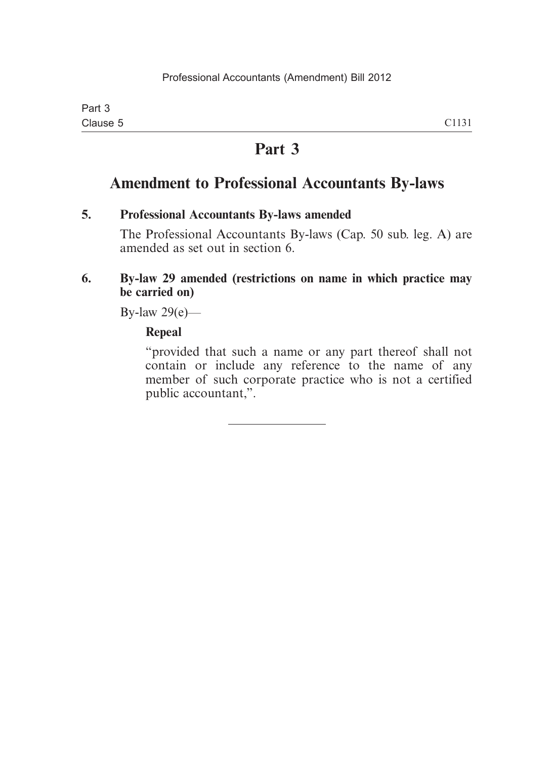# Part 3

## Amendment to Professional Accountants By-laws

**5. Professional Accountants By-laws amended**

The Professional Accountants By-laws (Cap. 50 sub. leg. A) are amended as set out in section 6.

**6. By-law 29 amended (restrictions on name in which practice may be carried on)**

By-law 29(e)—

**Repeal**

"provided that such a name or any part thereof shall not contain or include any reference to the name of any member of such corporate practice who is not a certified public accountant,".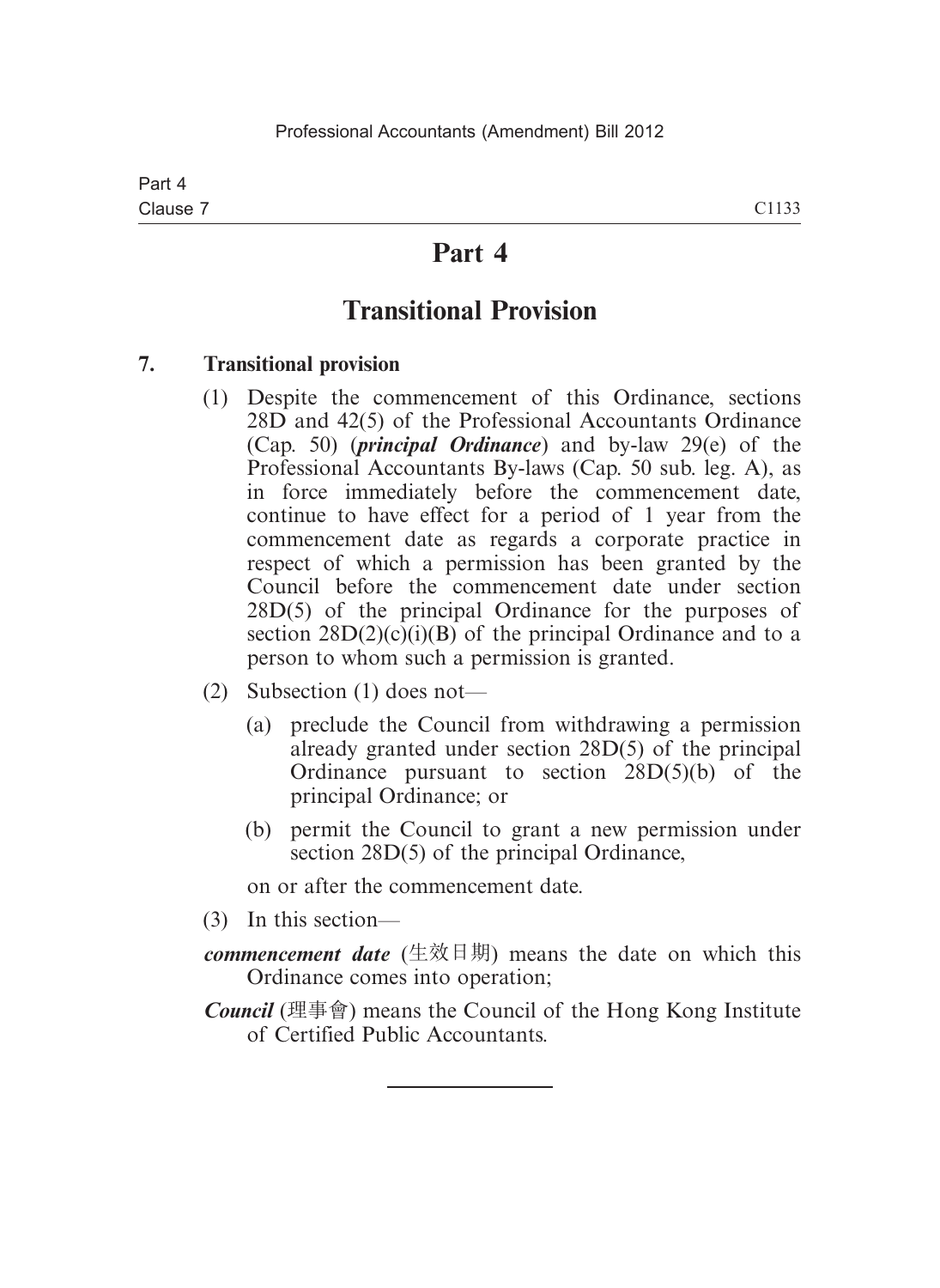# Part 4

# Transitional Provision

### 7. Transitional provision

(1) Despite the commencement of this Ordinance, sections 28D and 42(5) of the Professional Accountants Ordinance (Cap. 50) (***principal Ordinance***) and by-law 29(e) of the Professional Accountants By-laws (Cap. 50 sub. leg. A), as in force immediately before the commencement date, continue to have effect for a period of 1 year from the commencement date as regards a corporate practice in respect of which a permission has been granted by the Council before the commencement date under section 28D(5) of the principal Ordinance for the purposes of section 28D(2)(c)(i)(B) of the principal Ordinance and to a person to whom such a permission is granted.

(2) Subsection (1) does not—

(a) preclude the Council from withdrawing a permission already granted under section 28D(5) of the principal Ordinance pursuant to section 28D(5)(b) of the principal Ordinance; or

(b) permit the Council to grant a new permission under section 28D(5) of the principal Ordinance,

on or after the commencement date.

(3) In this section—

***commencement date*** (生效日期) means the date on which this Ordinance comes into operation;

***Council*** (理事會) means the Council of the Hong Kong Institute of Certified Public Accountants.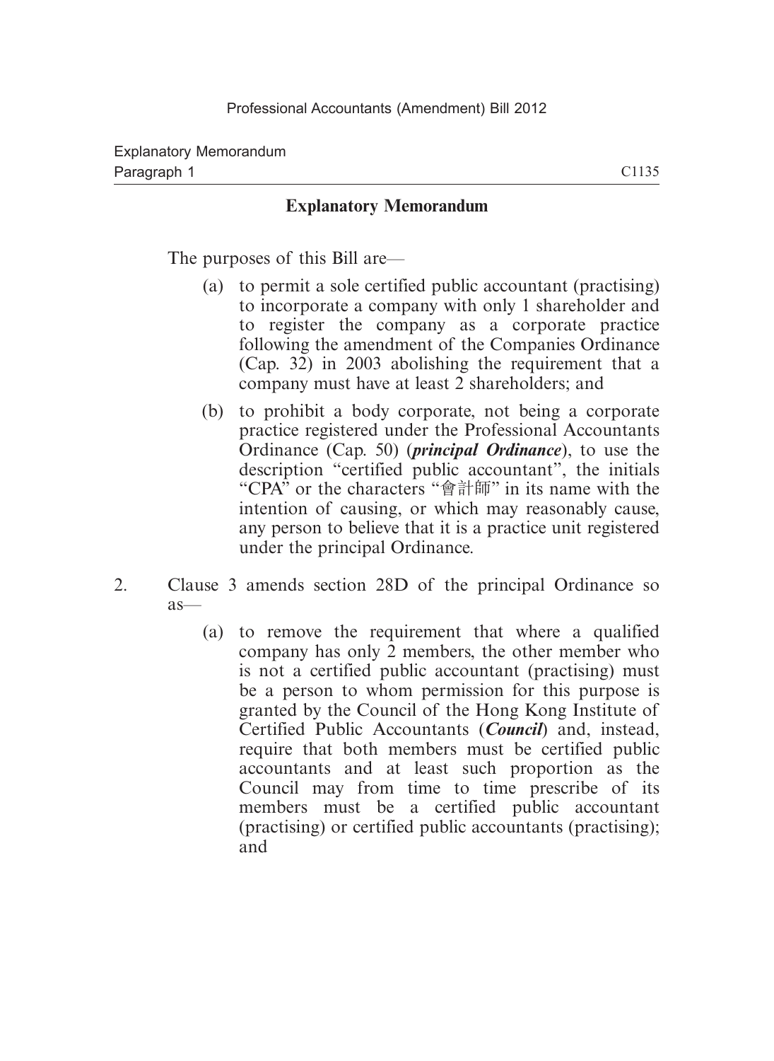## Explanatory Memorandum

The purposes of this Bill are—

(a) to permit a sole certified public accountant (practising) to incorporate a company with only 1 shareholder and to register the company as a corporate practice following the amendment of the Companies Ordinance (Cap. 32) in 2003 abolishing the requirement that a company must have at least 2 shareholders; and

(b) to prohibit a body corporate, not being a corporate practice registered under the Professional Accountants Ordinance (Cap. 50) (***principal Ordinance***), to use the description "certified public accountant", the initials "CPA" or the characters "會計師" in its name with the intention of causing, or which may reasonably cause, any person to believe that it is a practice unit registered under the principal Ordinance.

2. Clause 3 amends section 28D of the principal Ordinance so as—

(a) to remove the requirement that where a qualified company has only 2 members, the other member who is not a certified public accountant (practising) must be a person to whom permission for this purpose is granted by the Council of the Hong Kong Institute of Certified Public Accountants (***Council***) and, instead, require that both members must be certified public accountants and at least such proportion as the Council may from time to time prescribe of its members must be a certified public accountant (practising) or certified public accountants (practising); and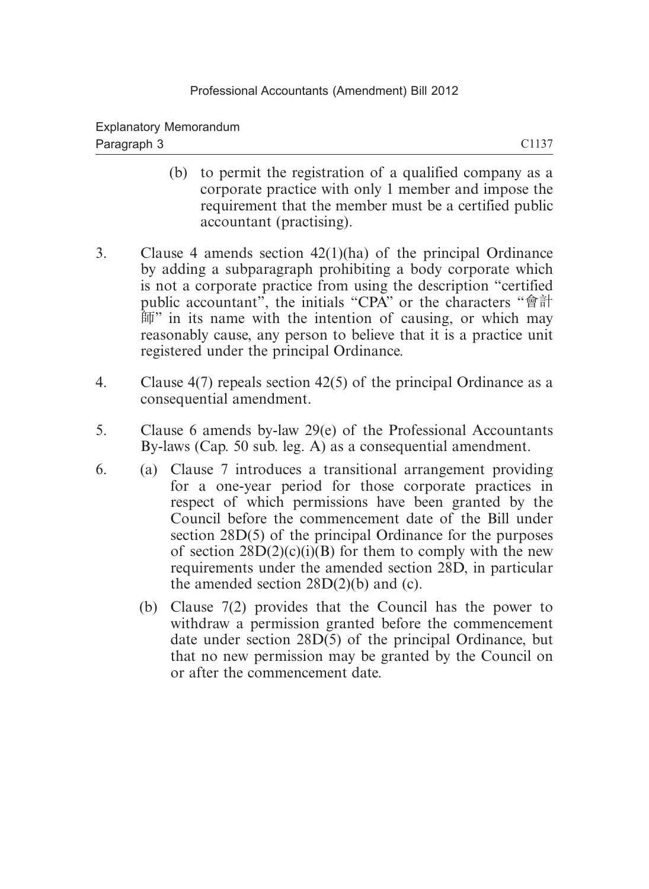(b) to permit the registration of a qualified company as a corporate practice with only 1 member and impose the requirement that the member must be a certified public accountant (practising).

3. Clause 4 amends section 42(1)(ha) of the principal Ordinance by adding a subparagraph prohibiting a body corporate which is not a corporate practice from using the description "certified public accountant", the initials "CPA" or the characters "會計師" in its name with the intention of causing, or which may reasonably cause, any person to believe that it is a practice unit registered under the principal Ordinance.

4. Clause 4(7) repeals section 42(5) of the principal Ordinance as a consequential amendment.

5. Clause 6 amends by-law 29(e) of the Professional Accountants By-laws (Cap. 50 sub. leg. A) as a consequential amendment.

6. (a) Clause 7 introduces a transitional arrangement providing for a one-year period for those corporate practices in respect of which permissions have been granted by the Council before the commencement date of the Bill under section 28D(5) of the principal Ordinance for the purposes of section 28D(2)(c)(i)(B) for them to comply with the new requirements under the amended section 28D, in particular the amended section 28D(2)(b) and (c).

   (b) Clause 7(2) provides that the Council has the power to withdraw a permission granted before the commencement date under section 28D(5) of the principal Ordinance, but that no new permission may be granted by the Council on or after the commencement date.